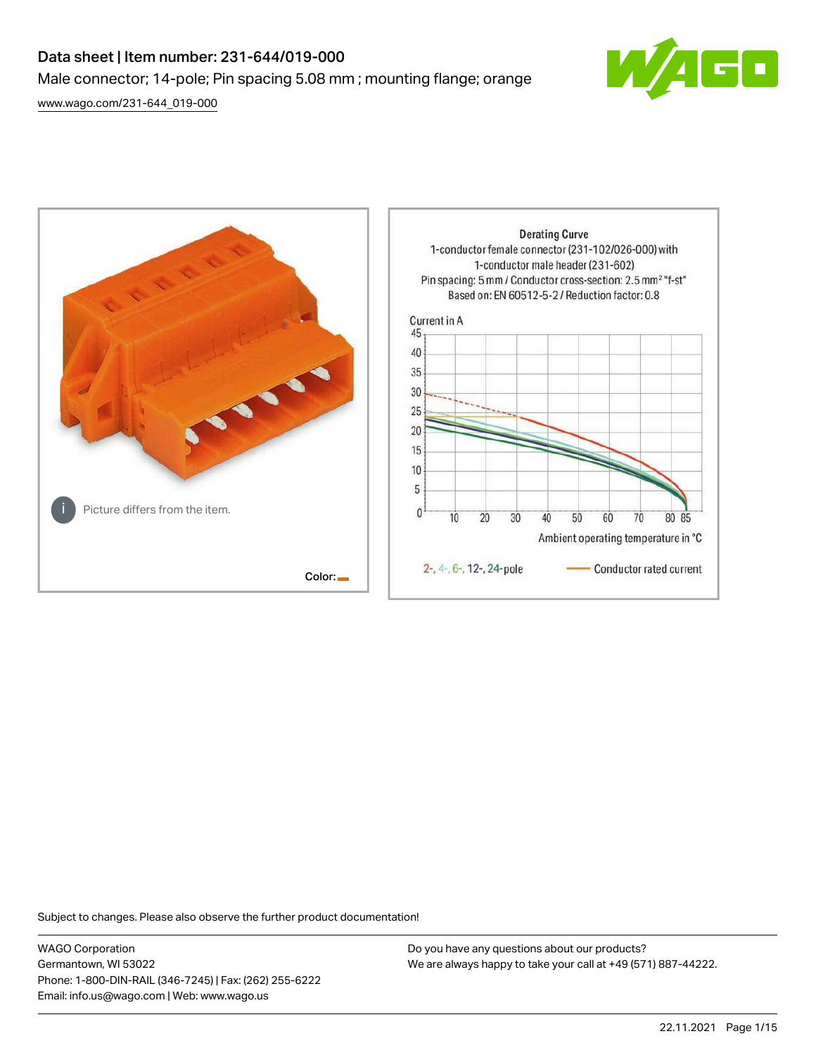# Data sheet | Item number: 231-644/019-000

Male connector; 14-pole; Pin spacing 5.08 mm ; mounting flange; orange

[www.wago.com/231-644_019-000](www.wago.com/231-644_019-000)

Picture differs from the item.

Color:

Derating Curve
1-conductor female connector (231-102/026-000) with
1-conductor male header (231-602)
Pin spacing: 5 mm / Conductor cross-section: 2.5 mm² "f-st"
Based on: EN 60512-5-2 / Reduction factor: 0.8

Current in A

Ambient operating temperature in °C

2-, 4-, 6-, 12-, 24-pole — Conductor rated current

Subject to changes. Please also observe the further product documentation!

WAGO Corporation
Germantown, WI 53022
Phone: 1-800-DIN-RAIL (346-7245) | Fax: (262) 255-6222
Email: info.us@wago.com | Web: www.wago.us

Do you have any questions about our products?
We are always happy to take your call at +49 (571) 887-44222.

22.11.2021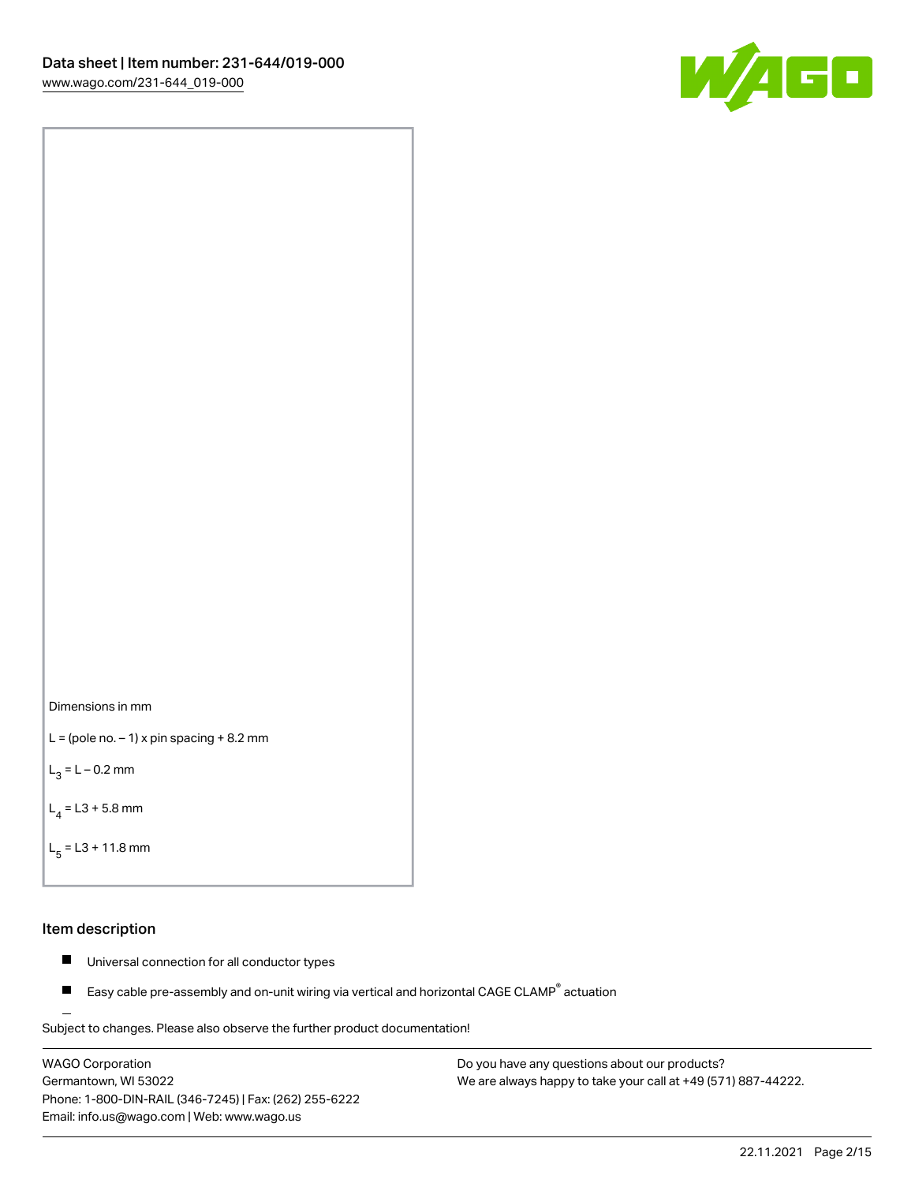Dimensions in mm

L = (pole no. – 1) x pin spacing + 8.2 mm

$L_3$ = L – 0.2 mm

$L_4$ = L3 + 5.8 mm

$L_5$ = L3 + 11.8 mm

## Item description

- Universal connection for all conductor types
- Easy cable pre-assembly and on-unit wiring via vertical and horizontal CAGE CLAMP® actuation

Subject to changes. Please also observe the further product documentation!

WAGO Corporation
Germantown, WI 53022
Phone: 1-800-DIN-RAIL (346-7245) | Fax: (262) 255-6222
Email: info.us@wago.com | Web: www.wago.us

Do you have any questions about our products?
We are always happy to take your call at +49 (571) 887-44222.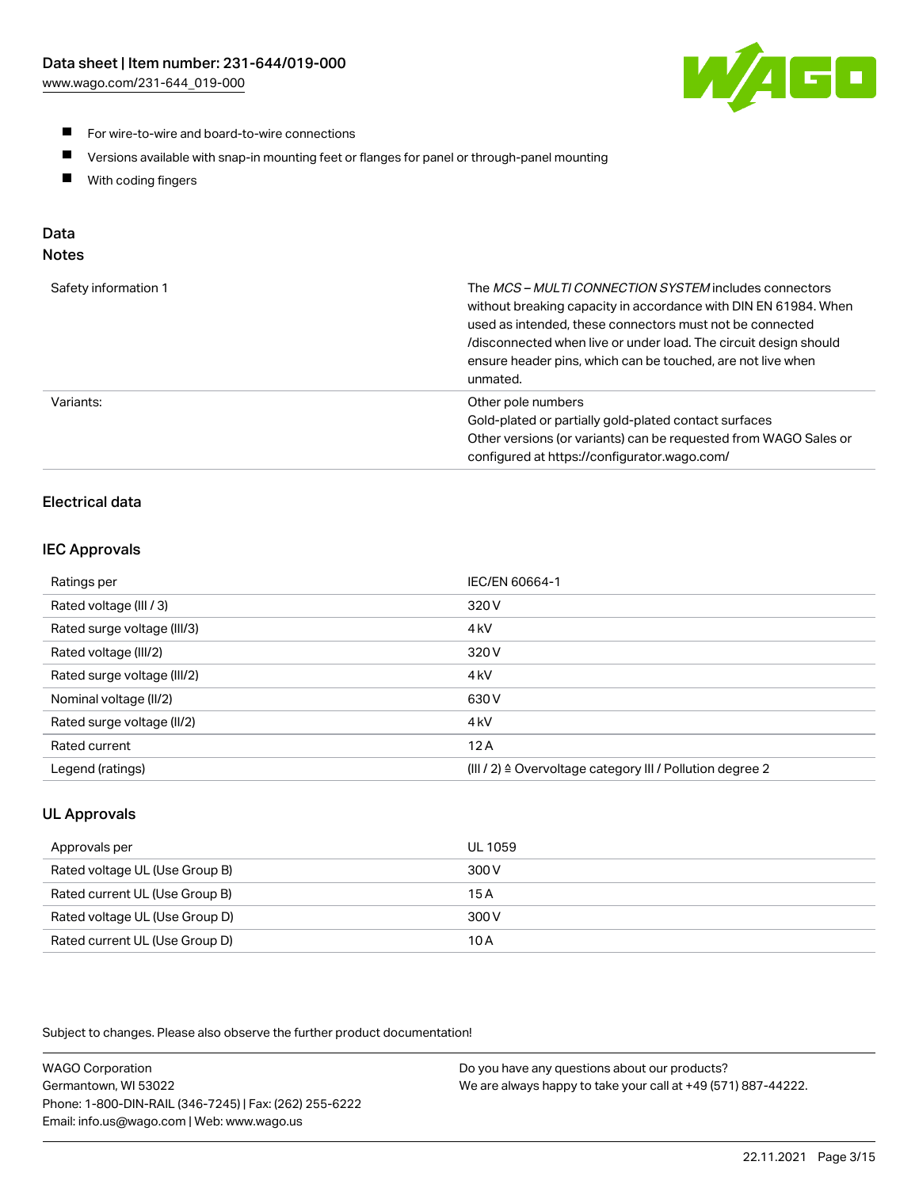- For wire-to-wire and board-to-wire connections
- Versions available with snap-in mounting feet or flanges for panel or through-panel mounting
- With coding fingers

## Data

### Notes

| | |
|---|---|
| Safety information 1 | The *MCS – MULTI CONNECTION SYSTEM* includes connectors without breaking capacity in accordance with DIN EN 61984. When used as intended, these connectors must not be connected /disconnected when live or under load. The circuit design should ensure header pins, which can be touched, are not live when unmated. |
| Variants: | Other pole numbers<br>Gold-plated or partially gold-plated contact surfaces<br>Other versions (or variants) can be requested from WAGO Sales or configured at https://configurator.wago.com/ |

### Electrical data

### IEC Approvals

| | |
|---|---|
| Ratings per | IEC/EN 60664-1 |
| Rated voltage (III / 3) | 320 V |
| Rated surge voltage (III/3) | 4 kV |
| Rated voltage (III/2) | 320 V |
| Rated surge voltage (III/2) | 4 kV |
| Nominal voltage (II/2) | 630 V |
| Rated surge voltage (II/2) | 4 kV |
| Rated current | 12 A |
| Legend (ratings) | (III / 2) ≙ Overvoltage category III / Pollution degree 2 |

### UL Approvals

| | |
|---|---|
| Approvals per | UL 1059 |
| Rated voltage UL (Use Group B) | 300 V |
| Rated current UL (Use Group B) | 15 A |
| Rated voltage UL (Use Group D) | 300 V |
| Rated current UL (Use Group D) | 10 A |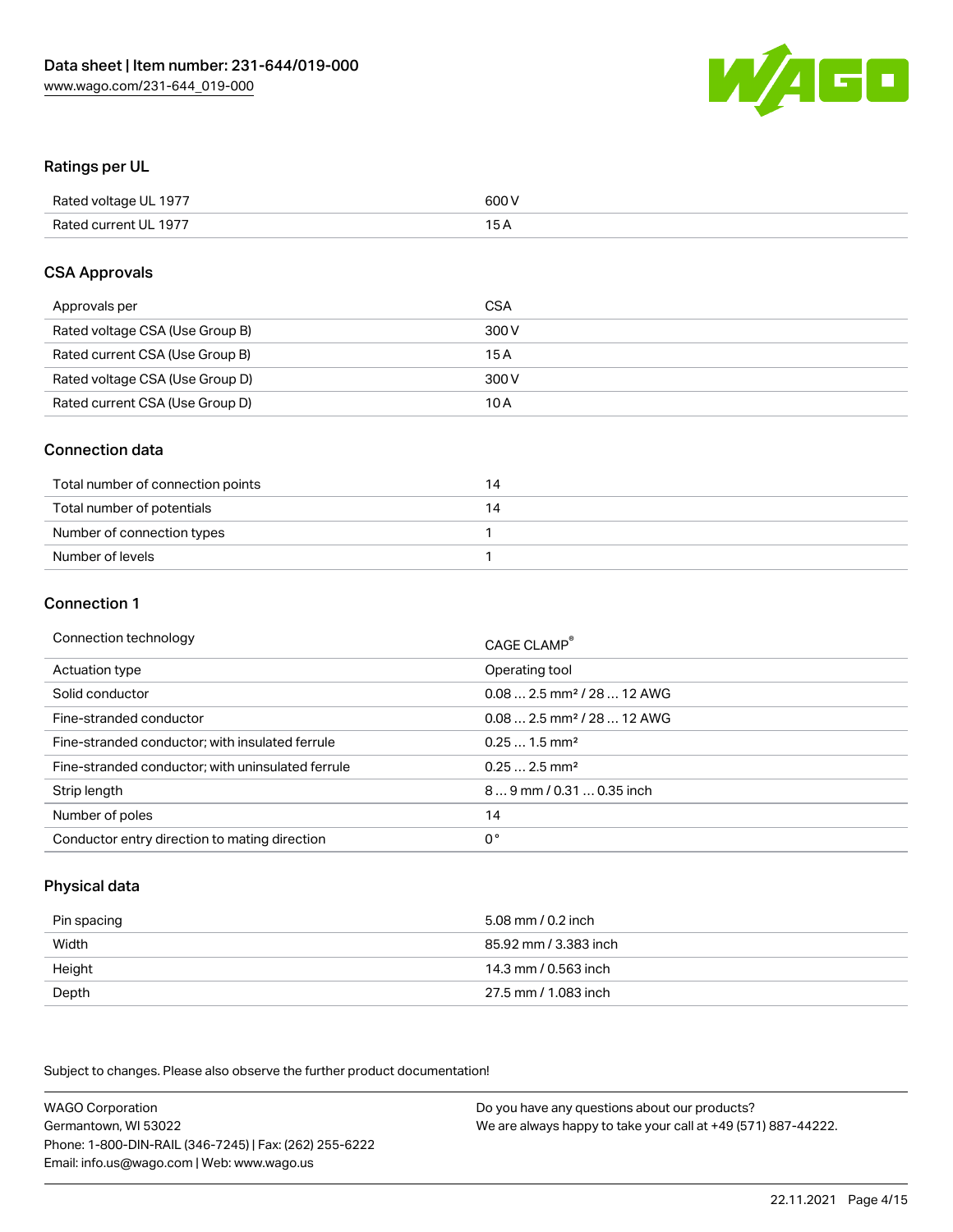## Ratings per UL

| | |
|---|---|
| Rated voltage UL 1977 | 600 V |
| Rated current UL 1977 | 15 A |

## CSA Approvals

| | |
|---|---|
| Approvals per | CSA |
| Rated voltage CSA (Use Group B) | 300 V |
| Rated current CSA (Use Group B) | 15 A |
| Rated voltage CSA (Use Group D) | 300 V |
| Rated current CSA (Use Group D) | 10 A |

## Connection data

| | |
|---|---|
| Total number of connection points | 14 |
| Total number of potentials | 14 |
| Number of connection types | 1 |
| Number of levels | 1 |

## Connection 1

| | |
|---|---|
| Connection technology | CAGE CLAMP® |
| Actuation type | Operating tool |
| Solid conductor | 0.08 … 2.5 mm² / 28 … 12 AWG |
| Fine-stranded conductor | 0.08 … 2.5 mm² / 28 … 12 AWG |
| Fine-stranded conductor; with insulated ferrule | 0.25 … 1.5 mm² |
| Fine-stranded conductor; with uninsulated ferrule | 0.25 … 2.5 mm² |
| Strip length | 8 … 9 mm / 0.31 … 0.35 inch |
| Number of poles | 14 |
| Conductor entry direction to mating direction | 0 ° |

## Physical data

| | |
|---|---|
| Pin spacing | 5.08 mm / 0.2 inch |
| Width | 85.92 mm / 3.383 inch |
| Height | 14.3 mm / 0.563 inch |
| Depth | 27.5 mm / 1.083 inch |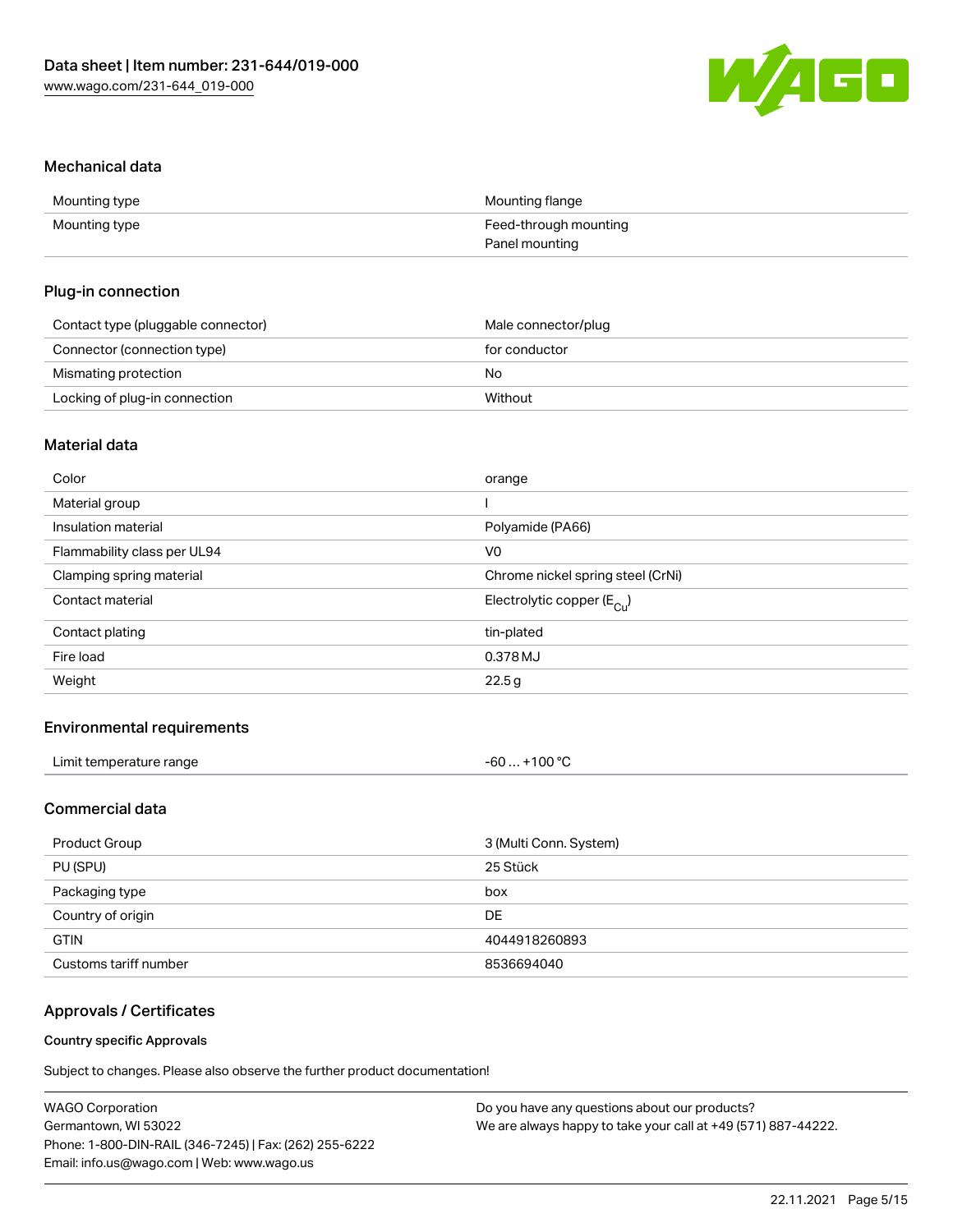## Mechanical data

| | |
|---|---|
| Mounting type | Mounting flange |
| Mounting type | Feed-through mounting<br>Panel mounting |

## Plug-in connection

| | |
|---|---|
| Contact type (pluggable connector) | Male connector/plug |
| Connector (connection type) | for conductor |
| Mismating protection | No |
| Locking of plug-in connection | Without |

## Material data

| | |
|---|---|
| Color | orange |
| Material group | I |
| Insulation material | Polyamide (PA66) |
| Flammability class per UL94 | V0 |
| Clamping spring material | Chrome nickel spring steel (CrNi) |
| Contact material | Electrolytic copper ($E_{Cu}$) |
| Contact plating | tin-plated |
| Fire load | 0.378 MJ |
| Weight | 22.5 g |

## Environmental requirements

| | |
|---|---|
| Limit temperature range | -60 … +100 °C |

## Commercial data

| | |
|---|---|
| Product Group | 3 (Multi Conn. System) |
| PU (SPU) | 25 Stück |
| Packaging type | box |
| Country of origin | DE |
| GTIN | 4044918260893 |
| Customs tariff number | 8536694040 |

## Approvals / Certificates

#### Country specific Approvals

Subject to changes. Please also observe the further product documentation!

WAGO Corporation
Germantown, WI 53022
Phone: 1-800-DIN-RAIL (346-7245) | Fax: (262) 255-6222
Email: info.us@wago.com | Web: www.wago.us

Do you have any questions about our products?
We are always happy to take your call at +49 (571) 887-44222.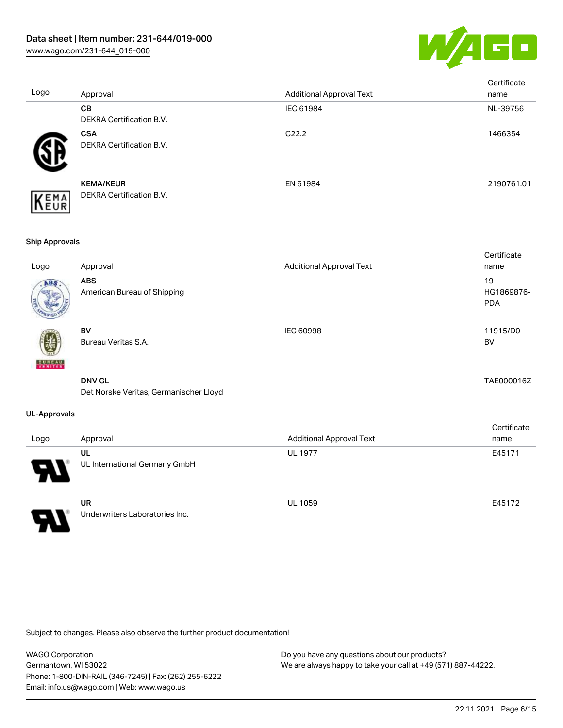| Logo | Approval | Additional Approval Text | Certificate name |
| --- | --- | --- | --- |
| | **CB**<br>DEKRA Certification B.V. | IEC 61984 | NL-39756 |
| | **CSA**<br>DEKRA Certification B.V. | C22.2 | 1466354 |
| | **KEMA/KEUR**<br>DEKRA Certification B.V. | EN 61984 | 2190761.01 |

**Ship Approvals**

| Logo | Approval | Additional Approval Text | Certificate name |
| --- | --- | --- | --- |
| | **ABS**<br>American Bureau of Shipping | - | 19-HG1869876-PDA |
| | **BV**<br>Bureau Veritas S.A. | IEC 60998 | 11915/D0 BV |
| | **DNV GL**<br>Det Norske Veritas, Germanischer Lloyd | - | TAE000016Z |

**UL-Approvals**

| Logo | Approval | Additional Approval Text | Certificate name |
| --- | --- | --- | --- |
| | **UL**<br>UL International Germany GmbH | UL 1977 | E45171 |
| | **UR**<br>Underwriters Laboratories Inc. | UL 1059 | E45172 |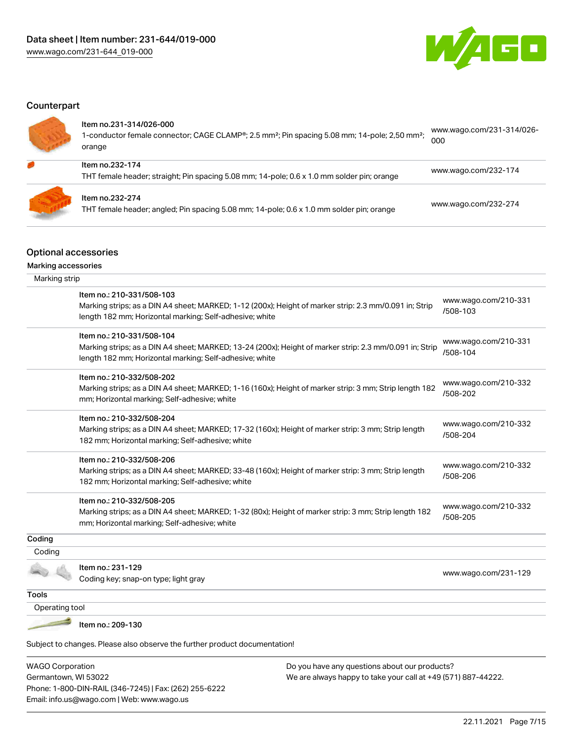## Counterpart

| | | |
|---|---|---|
| | Item no.231-314/026-000<br>1-conductor female connector; CAGE CLAMP®; 2.5 mm²; Pin spacing 5.08 mm; 14-pole; 2,50 mm²; orange | www.wago.com/231-314/026-000 |
| | Item no.232-174<br>THT female header; straight; Pin spacing 5.08 mm; 14-pole; 0.6 x 1.0 mm solder pin; orange | www.wago.com/232-174 |
| | Item no.232-274<br>THT female header; angled; Pin spacing 5.08 mm; 14-pole; 0.6 x 1.0 mm solder pin; orange | www.wago.com/232-274 |

## Optional accessories

### Marking accessories

Marking strip

| | | |
|---|---|---|
| | Item no.: 210-331/508-103<br>Marking strips; as a DIN A4 sheet; MARKED; 1-12 (200x); Height of marker strip: 2.3 mm/0.091 in; Strip length 182 mm; Horizontal marking; Self-adhesive; white | www.wago.com/210-331/508-103 |
| | Item no.: 210-331/508-104<br>Marking strips; as a DIN A4 sheet; MARKED; 13-24 (200x); Height of marker strip: 2.3 mm/0.091 in; Strip length 182 mm; Horizontal marking; Self-adhesive; white | www.wago.com/210-331/508-104 |
| | Item no.: 210-332/508-202<br>Marking strips; as a DIN A4 sheet; MARKED; 1-16 (160x); Height of marker strip: 3 mm; Strip length 182 mm; Horizontal marking; Self-adhesive; white | www.wago.com/210-332/508-202 |
| | Item no.: 210-332/508-204<br>Marking strips; as a DIN A4 sheet; MARKED; 17-32 (160x); Height of marker strip: 3 mm; Strip length 182 mm; Horizontal marking; Self-adhesive; white | www.wago.com/210-332/508-204 |
| | Item no.: 210-332/508-206<br>Marking strips; as a DIN A4 sheet; MARKED; 33-48 (160x); Height of marker strip: 3 mm; Strip length 182 mm; Horizontal marking; Self-adhesive; white | www.wago.com/210-332/508-206 |
| | Item no.: 210-332/508-205<br>Marking strips; as a DIN A4 sheet; MARKED; 1-32 (80x); Height of marker strip: 3 mm; Strip length 182 mm; Horizontal marking; Self-adhesive; white | www.wago.com/210-332/508-205 |

### Coding

Coding

| | | |
|---|---|---|
| | Item no.: 231-129<br>Coding key; snap-on type; light gray | www.wago.com/231-129 |

### Tools

Operating tool

| | | |
|---|---|---|
| | Item no.: 209-130 | |

Subject to changes. Please also observe the further product documentation!

WAGO Corporation
Germantown, WI 53022
Phone: 1-800-DIN-RAIL (346-7245) | Fax: (262) 255-6222
Email: info.us@wago.com | Web: www.wago.us

Do you have any questions about our products?
We are always happy to take your call at +49 (571) 887-44222.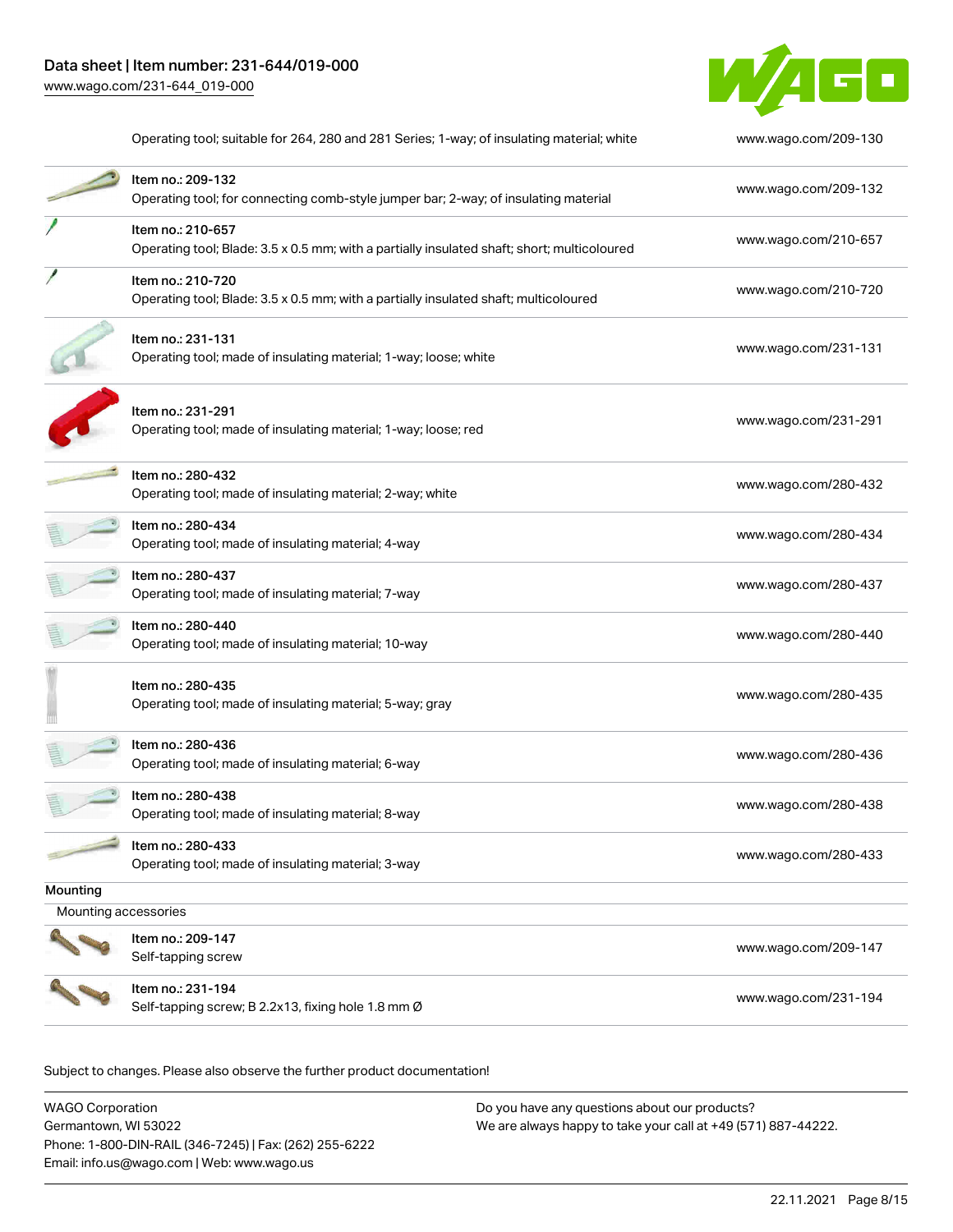| | | |
|---|---|---|
| | Operating tool; suitable for 264, 280 and 281 Series; 1-way; of insulating material; white | www.wago.com/209-130 |
| | Item no.: 209-132<br>Operating tool; for connecting comb-style jumper bar; 2-way; of insulating material | www.wago.com/209-132 |
| | Item no.: 210-657<br>Operating tool; Blade: 3.5 x 0.5 mm; with a partially insulated shaft; short; multicoloured | www.wago.com/210-657 |
| | Item no.: 210-720<br>Operating tool; Blade: 3.5 x 0.5 mm; with a partially insulated shaft; multicoloured | www.wago.com/210-720 |
| | Item no.: 231-131<br>Operating tool; made of insulating material; 1-way; loose; white | www.wago.com/231-131 |
| | Item no.: 231-291<br>Operating tool; made of insulating material; 1-way; loose; red | www.wago.com/231-291 |
| | Item no.: 280-432<br>Operating tool; made of insulating material; 2-way; white | www.wago.com/280-432 |
| | Item no.: 280-434<br>Operating tool; made of insulating material; 4-way | www.wago.com/280-434 |
| | Item no.: 280-437<br>Operating tool; made of insulating material; 7-way | www.wago.com/280-437 |
| | Item no.: 280-440<br>Operating tool; made of insulating material; 10-way | www.wago.com/280-440 |
| | Item no.: 280-435<br>Operating tool; made of insulating material; 5-way; gray | www.wago.com/280-435 |
| | Item no.: 280-436<br>Operating tool; made of insulating material; 6-way | www.wago.com/280-436 |
| | Item no.: 280-438<br>Operating tool; made of insulating material; 8-way | www.wago.com/280-438 |
| | Item no.: 280-433<br>Operating tool; made of insulating material; 3-way | www.wago.com/280-433 |

## Mounting

### Mounting accessories

| | | |
|---|---|---|
| | Item no.: 209-147<br>Self-tapping screw | www.wago.com/209-147 |
| | Item no.: 231-194<br>Self-tapping screw; B 2.2x13, fixing hole 1.8 mm Ø | www.wago.com/231-194 |

Subject to changes. Please also observe the further product documentation!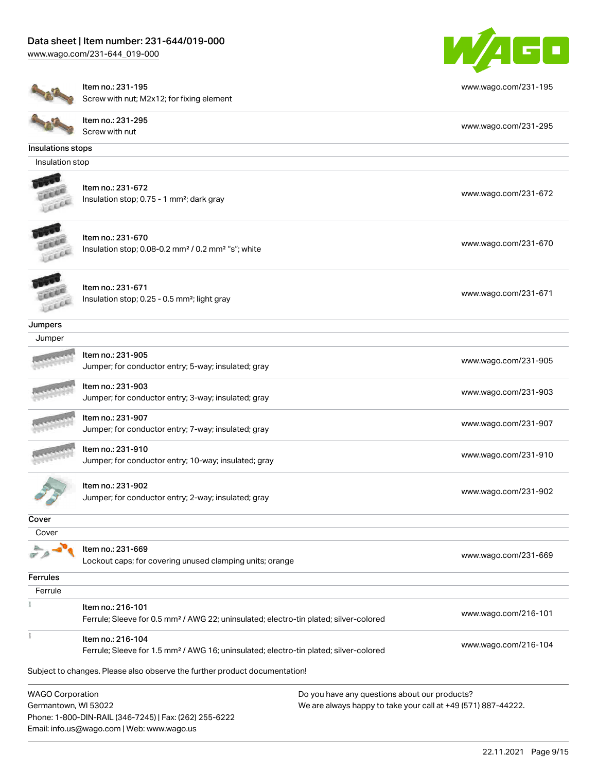| | | |
|---|---|---|
| | Item no.: 231-195<br>Screw with nut; M2x12; for fixing element | www.wago.com/231-195 |
| | Item no.: 231-295<br>Screw with nut | www.wago.com/231-295 |

## Insulations stops

Insulation stop

| | | |
|---|---|---|
| | Item no.: 231-672<br>Insulation stop; 0.75 - 1 mm²; dark gray | www.wago.com/231-672 |
| | Item no.: 231-670<br>Insulation stop; 0.08-0.2 mm² / 0.2 mm² "s"; white | www.wago.com/231-670 |
| | Item no.: 231-671<br>Insulation stop; 0.25 - 0.5 mm²; light gray | www.wago.com/231-671 |

## Jumpers

Jumper

| | | |
|---|---|---|
| | Item no.: 231-905<br>Jumper; for conductor entry; 5-way; insulated; gray | www.wago.com/231-905 |
| | Item no.: 231-903<br>Jumper; for conductor entry; 3-way; insulated; gray | www.wago.com/231-903 |
| | Item no.: 231-907<br>Jumper; for conductor entry; 7-way; insulated; gray | www.wago.com/231-907 |
| | Item no.: 231-910<br>Jumper; for conductor entry; 10-way; insulated; gray | www.wago.com/231-910 |
| | Item no.: 231-902<br>Jumper; for conductor entry; 2-way; insulated; gray | www.wago.com/231-902 |

## Cover

Cover

| | | |
|---|---|---|
| | Item no.: 231-669<br>Lockout caps; for covering unused clamping units; orange | www.wago.com/231-669 |

## Ferrules

Ferrule

| | | |
|---|---|---|
| | Item no.: 216-101<br>Ferrule; Sleeve for 0.5 mm² / AWG 22; uninsulated; electro-tin plated; silver-colored | www.wago.com/216-101 |
| | Item no.: 216-104<br>Ferrule; Sleeve for 1.5 mm² / AWG 16; uninsulated; electro-tin plated; silver-colored | www.wago.com/216-104 |

Subject to changes. Please also observe the further product documentation!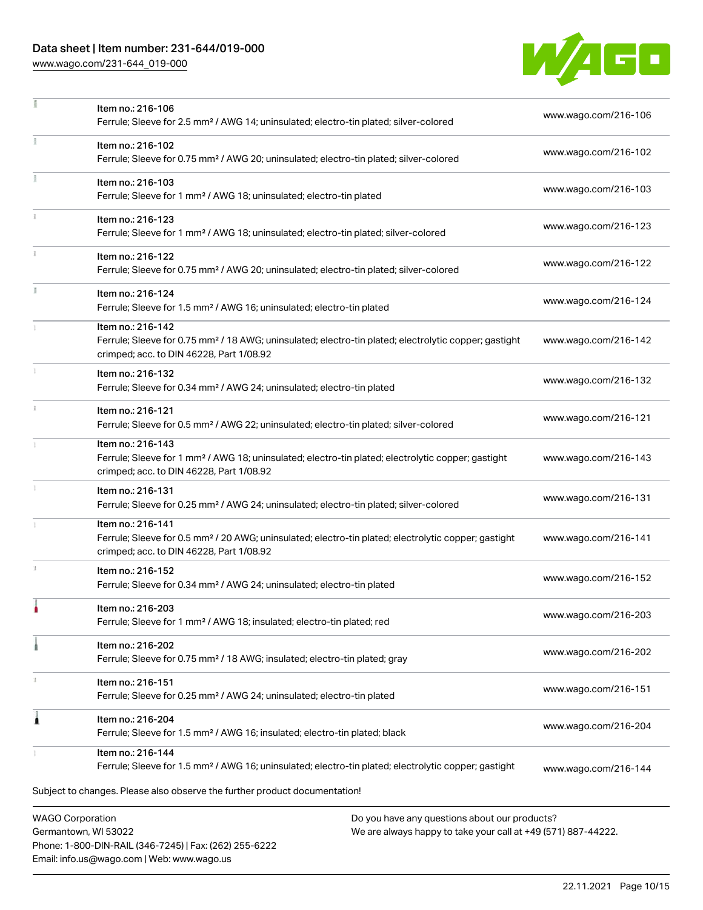| Item | Description | Link |
| --- | --- | --- |
| Item no.: 216-106 | Ferrule; Sleeve for 2.5 mm² / AWG 14; uninsulated; electro-tin plated; silver-colored | www.wago.com/216-106 |
| Item no.: 216-102 | Ferrule; Sleeve for 0.75 mm² / AWG 20; uninsulated; electro-tin plated; silver-colored | www.wago.com/216-102 |
| Item no.: 216-103 | Ferrule; Sleeve for 1 mm² / AWG 18; uninsulated; electro-tin plated | www.wago.com/216-103 |
| Item no.: 216-123 | Ferrule; Sleeve for 1 mm² / AWG 18; uninsulated; electro-tin plated; silver-colored | www.wago.com/216-123 |
| Item no.: 216-122 | Ferrule; Sleeve for 0.75 mm² / AWG 20; uninsulated; electro-tin plated; silver-colored | www.wago.com/216-122 |
| Item no.: 216-124 | Ferrule; Sleeve for 1.5 mm² / AWG 16; uninsulated; electro-tin plated | www.wago.com/216-124 |
| Item no.: 216-142 | Ferrule; Sleeve for 0.75 mm² / 18 AWG; uninsulated; electro-tin plated; electrolytic copper; gastight crimped; acc. to DIN 46228, Part 1/08.92 | www.wago.com/216-142 |
| Item no.: 216-132 | Ferrule; Sleeve for 0.34 mm² / AWG 24; uninsulated; electro-tin plated | www.wago.com/216-132 |
| Item no.: 216-121 | Ferrule; Sleeve for 0.5 mm² / AWG 22; uninsulated; electro-tin plated; silver-colored | www.wago.com/216-121 |
| Item no.: 216-143 | Ferrule; Sleeve for 1 mm² / AWG 18; uninsulated; electro-tin plated; electrolytic copper; gastight crimped; acc. to DIN 46228, Part 1/08.92 | www.wago.com/216-143 |
| Item no.: 216-131 | Ferrule; Sleeve for 0.25 mm² / AWG 24; uninsulated; electro-tin plated; silver-colored | www.wago.com/216-131 |
| Item no.: 216-141 | Ferrule; Sleeve for 0.5 mm² / 20 AWG; uninsulated; electro-tin plated; electrolytic copper; gastight crimped; acc. to DIN 46228, Part 1/08.92 | www.wago.com/216-141 |
| Item no.: 216-152 | Ferrule; Sleeve for 0.34 mm² / AWG 24; uninsulated; electro-tin plated | www.wago.com/216-152 |
| Item no.: 216-203 | Ferrule; Sleeve for 1 mm² / AWG 18; insulated; electro-tin plated; red | www.wago.com/216-203 |
| Item no.: 216-202 | Ferrule; Sleeve for 0.75 mm² / 18 AWG; insulated; electro-tin plated; gray | www.wago.com/216-202 |
| Item no.: 216-151 | Ferrule; Sleeve for 0.25 mm² / AWG 24; uninsulated; electro-tin plated | www.wago.com/216-151 |
| Item no.: 216-204 | Ferrule; Sleeve for 1.5 mm² / AWG 16; insulated; electro-tin plated; black | www.wago.com/216-204 |
| Item no.: 216-144 | Ferrule; Sleeve for 1.5 mm² / AWG 16; uninsulated; electro-tin plated; electrolytic copper; gastight | www.wago.com/216-144 |

Subject to changes. Please also observe the further product documentation!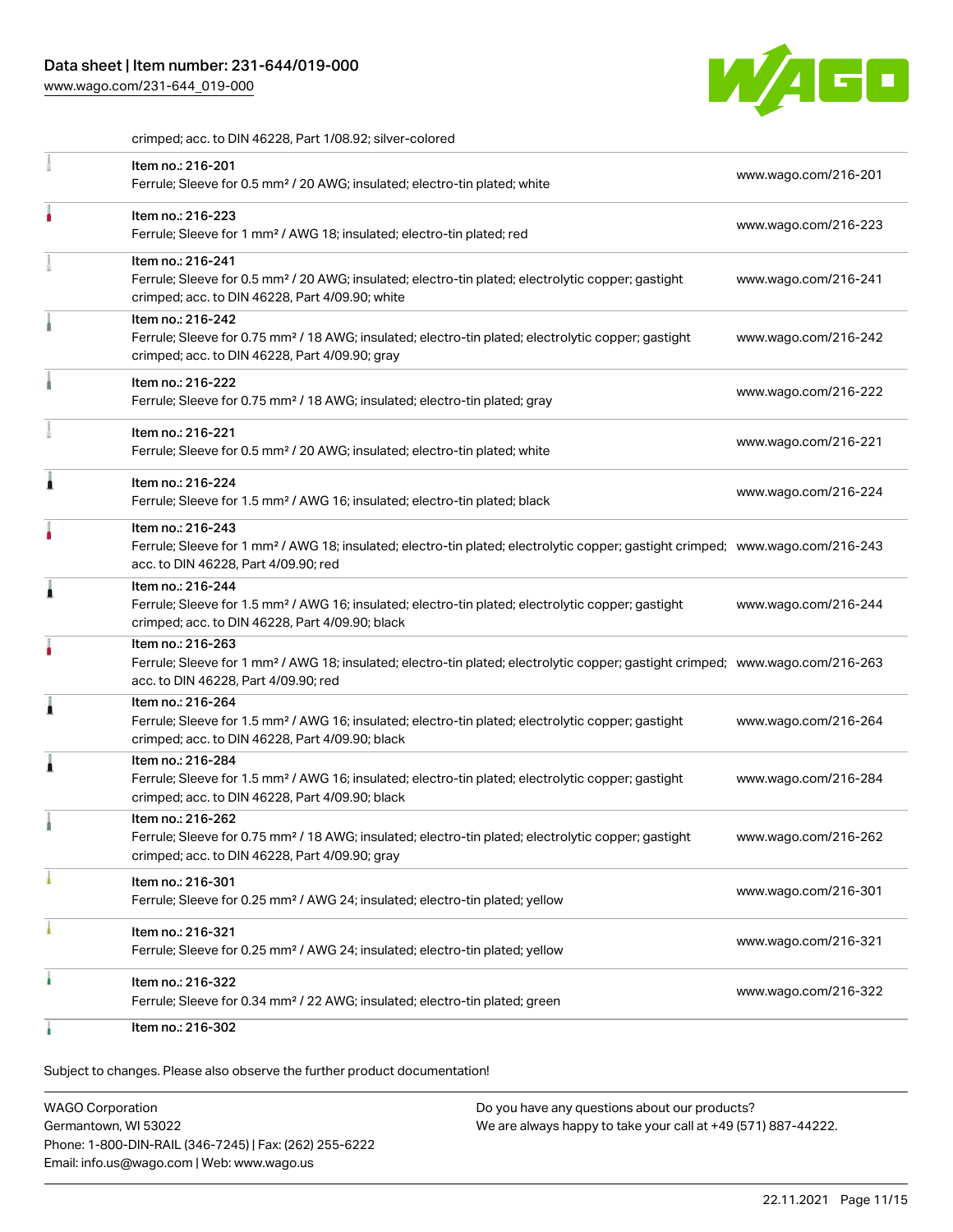crimped; acc. to DIN 46228, Part 1/08.92; silver-colored

| | | |
|---|---|---|
| | Item no.: 216-201<br>Ferrule; Sleeve for 0.5 mm² / 20 AWG; insulated; electro-tin plated; white | www.wago.com/216-201 |
| | Item no.: 216-223<br>Ferrule; Sleeve for 1 mm² / AWG 18; insulated; electro-tin plated; red | www.wago.com/216-223 |
| | Item no.: 216-241<br>Ferrule; Sleeve for 0.5 mm² / 20 AWG; insulated; electro-tin plated; electrolytic copper; gastight crimped; acc. to DIN 46228, Part 4/09.90; white | www.wago.com/216-241 |
| | Item no.: 216-242<br>Ferrule; Sleeve for 0.75 mm² / 18 AWG; insulated; electro-tin plated; electrolytic copper; gastight crimped; acc. to DIN 46228, Part 4/09.90; gray | www.wago.com/216-242 |
| | Item no.: 216-222<br>Ferrule; Sleeve for 0.75 mm² / 18 AWG; insulated; electro-tin plated; gray | www.wago.com/216-222 |
| | Item no.: 216-221<br>Ferrule; Sleeve for 0.5 mm² / 20 AWG; insulated; electro-tin plated; white | www.wago.com/216-221 |
| | Item no.: 216-224<br>Ferrule; Sleeve for 1.5 mm² / AWG 16; insulated; electro-tin plated; black | www.wago.com/216-224 |
| | Item no.: 216-243<br>Ferrule; Sleeve for 1 mm² / AWG 18; insulated; electro-tin plated; electrolytic copper; gastight crimped; acc. to DIN 46228, Part 4/09.90; red | www.wago.com/216-243 |
| | Item no.: 216-244<br>Ferrule; Sleeve for 1.5 mm² / AWG 16; insulated; electro-tin plated; electrolytic copper; gastight crimped; acc. to DIN 46228, Part 4/09.90; black | www.wago.com/216-244 |
| | Item no.: 216-263<br>Ferrule; Sleeve for 1 mm² / AWG 18; insulated; electro-tin plated; electrolytic copper; gastight crimped; acc. to DIN 46228, Part 4/09.90; red | www.wago.com/216-263 |
| | Item no.: 216-264<br>Ferrule; Sleeve for 1.5 mm² / AWG 16; insulated; electro-tin plated; electrolytic copper; gastight crimped; acc. to DIN 46228, Part 4/09.90; black | www.wago.com/216-264 |
| | Item no.: 216-284<br>Ferrule; Sleeve for 1.5 mm² / AWG 16; insulated; electro-tin plated; electrolytic copper; gastight crimped; acc. to DIN 46228, Part 4/09.90; black | www.wago.com/216-284 |
| | Item no.: 216-262<br>Ferrule; Sleeve for 0.75 mm² / 18 AWG; insulated; electro-tin plated; electrolytic copper; gastight crimped; acc. to DIN 46228, Part 4/09.90; gray | www.wago.com/216-262 |
| | Item no.: 216-301<br>Ferrule; Sleeve for 0.25 mm² / AWG 24; insulated; electro-tin plated; yellow | www.wago.com/216-301 |
| | Item no.: 216-321<br>Ferrule; Sleeve for 0.25 mm² / AWG 24; insulated; electro-tin plated; yellow | www.wago.com/216-321 |
| | Item no.: 216-322<br>Ferrule; Sleeve for 0.34 mm² / 22 AWG; insulated; electro-tin plated; green | www.wago.com/216-322 |
| | Item no.: 216-302 | |

Subject to changes. Please also observe the further product documentation!

WAGO Corporation
Germantown, WI 53022
Phone: 1-800-DIN-RAIL (346-7245) | Fax: (262) 255-6222
Email: info.us@wago.com | Web: www.wago.us

Do you have any questions about our products?
We are always happy to take your call at +49 (571) 887-44222.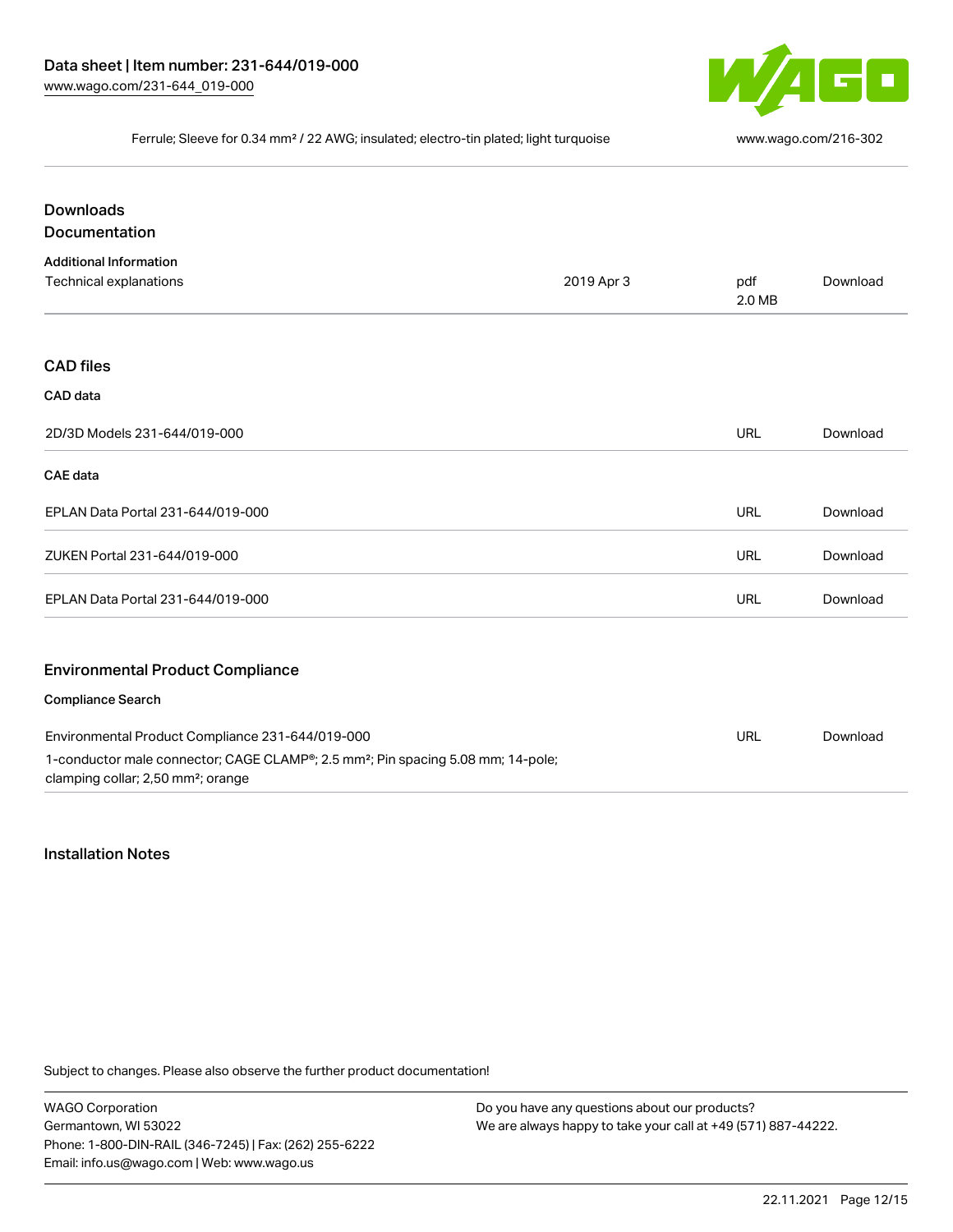Ferrule; Sleeve for 0.34 mm² / 22 AWG; insulated; electro-tin plated; light turquoise www.wago.com/216-302

## Downloads
## Documentation

### Additional Information

| | | | |
|---|---|---|---|
| Technical explanations | 2019 Apr 3 | pdf 2.0 MB | Download |

## CAD files

### CAD data

| | | |
|---|---|---|
| 2D/3D Models 231-644/019-000 | URL | Download |

### CAE data

| | | |
|---|---|---|
| EPLAN Data Portal 231-644/019-000 | URL | Download |
| ZUKEN Portal 231-644/019-000 | URL | Download |
| EPLAN Data Portal 231-644/019-000 | URL | Download |

## Environmental Product Compliance

### Compliance Search

| | | |
|---|---|---|
| Environmental Product Compliance 231-644/019-000<br>1-conductor male connector; CAGE CLAMP®; 2.5 mm²; Pin spacing 5.08 mm; 14-pole; clamping collar; 2,50 mm²; orange | URL | Download |

## Installation Notes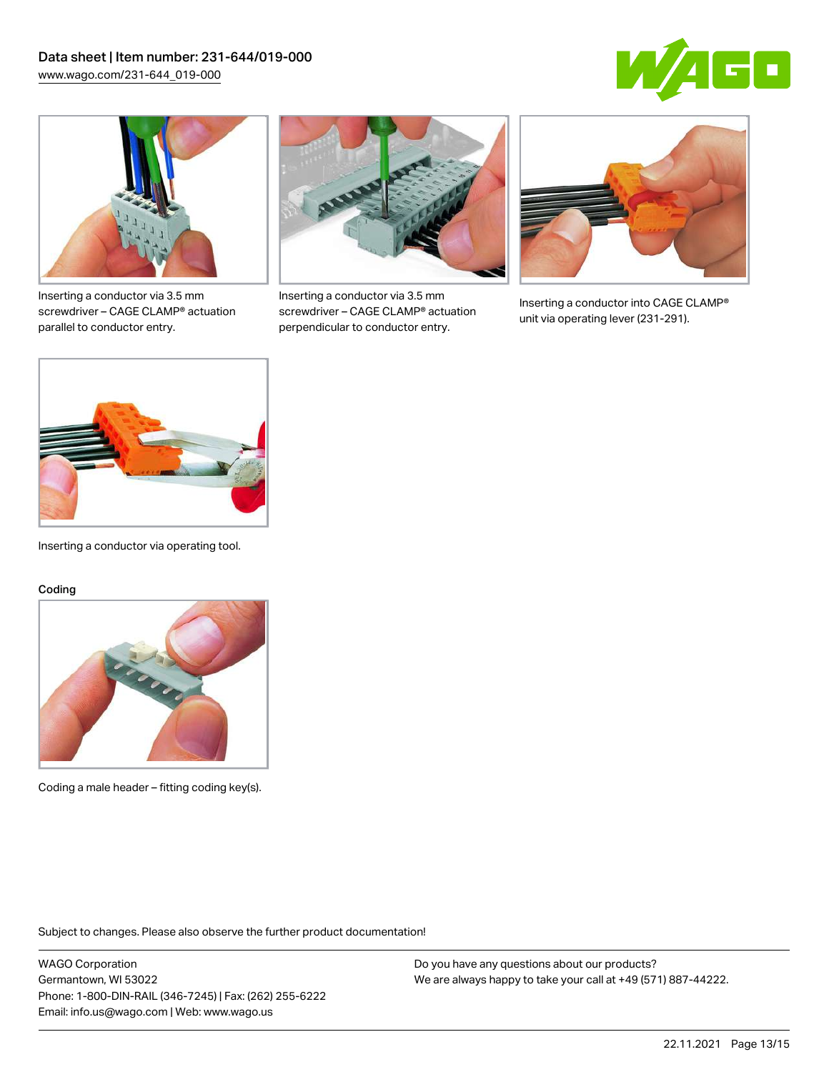Inserting a conductor via 3.5 mm screwdriver – CAGE CLAMP® actuation parallel to conductor entry.

Inserting a conductor via 3.5 mm screwdriver – CAGE CLAMP® actuation perpendicular to conductor entry.

Inserting a conductor into CAGE CLAMP® unit via operating lever (231-291).

Inserting a conductor via operating tool.

Coding

Coding a male header – fitting coding key(s).

Subject to changes. Please also observe the further product documentation!

WAGO Corporation
Germantown, WI 53022
Phone: 1-800-DIN-RAIL (346-7245) | Fax: (262) 255-6222
Email: info.us@wago.com | Web: www.wago.us

Do you have any questions about our products?
We are always happy to take your call at +49 (571) 887-44222.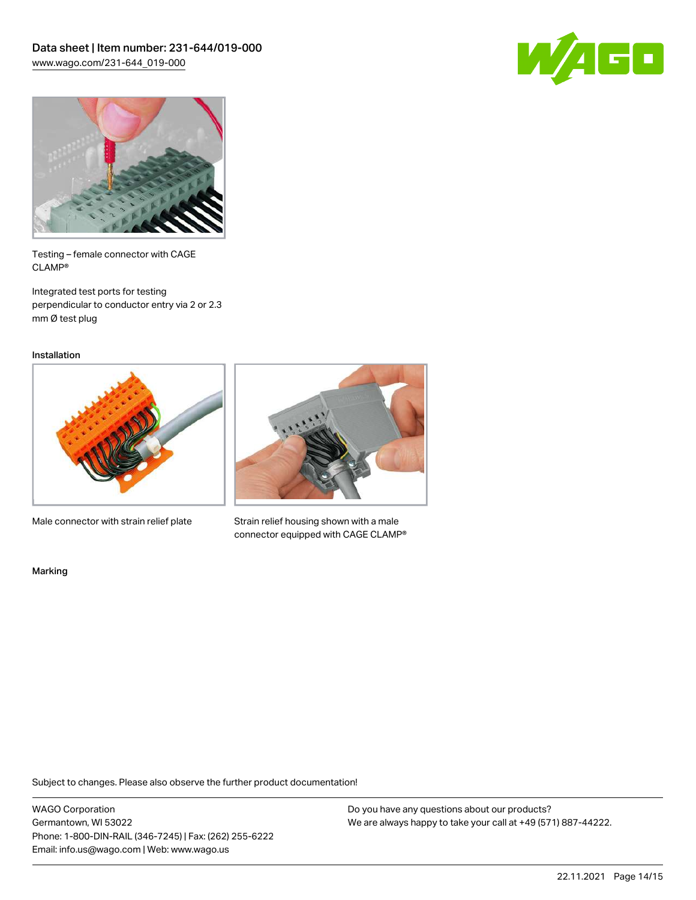Testing – female connector with CAGE CLAMP®

Integrated test ports for testing perpendicular to conductor entry via 2 or 2.3 mm Ø test plug

Installation

Male connector with strain relief plate

Strain relief housing shown with a male connector equipped with CAGE CLAMP®

Marking

Subject to changes. Please also observe the further product documentation!

WAGO Corporation
Germantown, WI 53022
Phone: 1-800-DIN-RAIL (346-7245) | Fax: (262) 255-6222
Email: info.us@wago.com | Web: www.wago.us

Do you have any questions about our products?
We are always happy to take your call at +49 (571) 887-44222.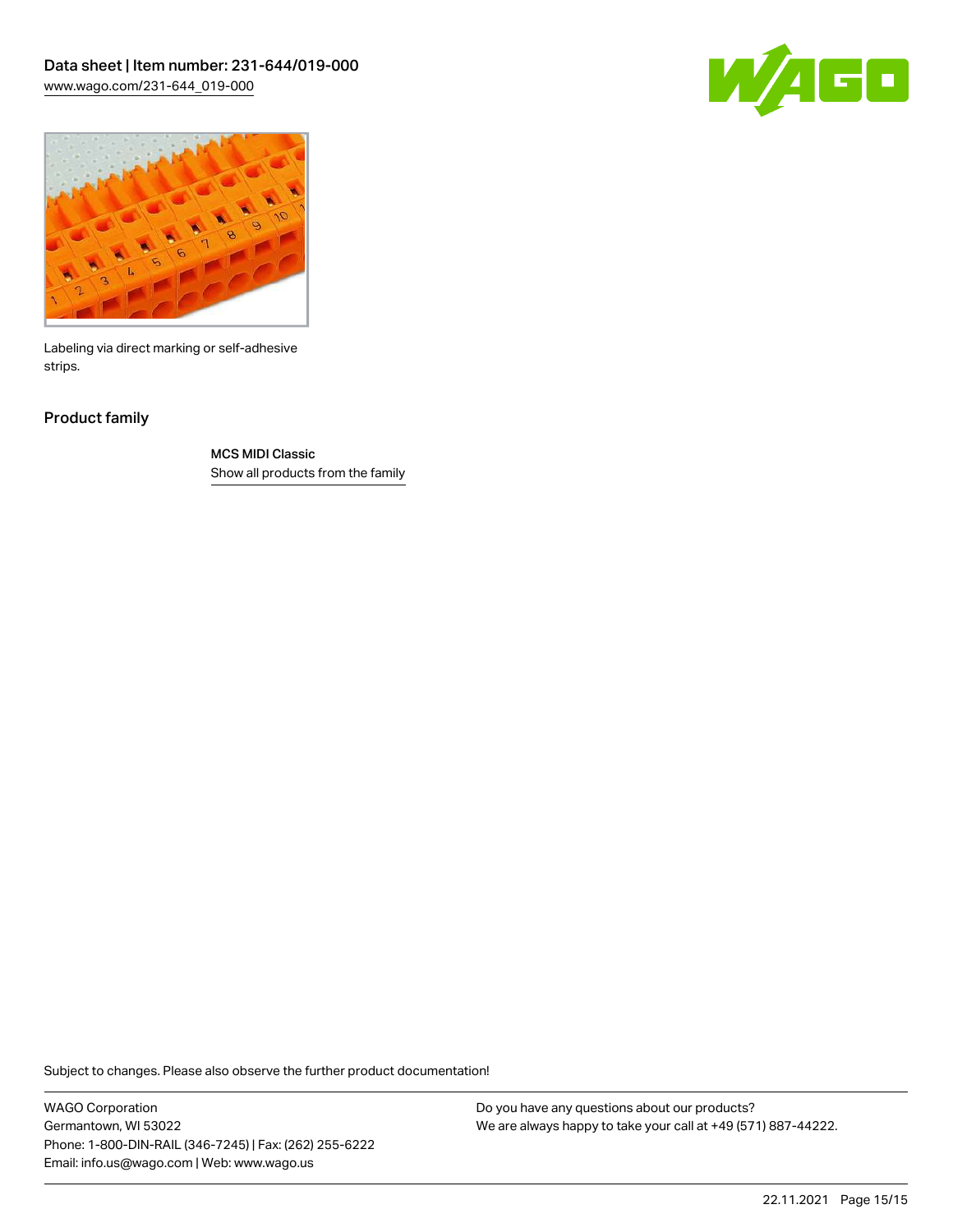Labeling via direct marking or self-adhesive strips.

## Product family

**MCS MIDI Classic**
Show all products from the family

Subject to changes. Please also observe the further product documentation!

WAGO Corporation
Germantown, WI 53022
Phone: 1-800-DIN-RAIL (346-7245) | Fax: (262) 255-6222
Email: info.us@wago.com | Web: www.wago.us

Do you have any questions about our products?
We are always happy to take your call at +49 (571) 887-44222.